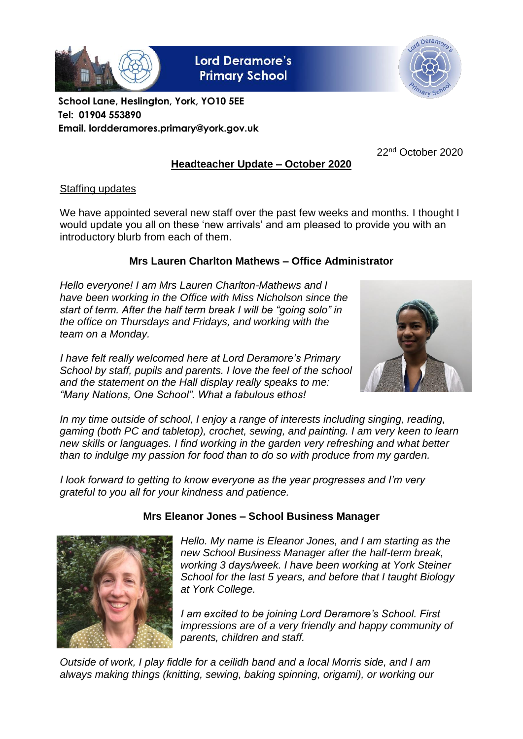**Lord Deramore's Primary School**

**School Lane, Heslington, York, YO10 5EE**
**Tel: 01904 553890**
**Email. lordderamores.primary@york.gov.uk**

22nd October 2020

## Headteacher Update – October 2020

### Staffing updates

We have appointed several new staff over the past few weeks and months. I thought I would update you all on these 'new arrivals' and am pleased to provide you with an introductory blurb from each of them.

#### Mrs Lauren Charlton Mathews – Office Administrator

*Hello everyone! I am Mrs Lauren Charlton-Mathews and I have been working in the Office with Miss Nicholson since the start of term. After the half term break I will be "going solo" in the office on Thursdays and Fridays, and working with the team on a Monday.*

*I have felt really welcomed here at Lord Deramore's Primary School by staff, pupils and parents. I love the feel of the school and the statement on the Hall display really speaks to me: "Many Nations, One School". What a fabulous ethos!*

*In my time outside of school, I enjoy a range of interests including singing, reading, gaming (both PC and tabletop), crochet, sewing, and painting. I am very keen to learn new skills or languages. I find working in the garden very refreshing and what better than to indulge my passion for food than to do so with produce from my garden.*

*I look forward to getting to know everyone as the year progresses and I'm very grateful to you all for your kindness and patience.*

#### Mrs Eleanor Jones – School Business Manager

*Hello. My name is Eleanor Jones, and I am starting as the new School Business Manager after the half-term break, working 3 days/week. I have been working at York Steiner School for the last 5 years, and before that I taught Biology at York College.*

*I am excited to be joining Lord Deramore's School. First impressions are of a very friendly and happy community of parents, children and staff.*

*Outside of work, I play fiddle for a ceilidh band and a local Morris side, and I am always making things (knitting, sewing, baking spinning, origami), or working our*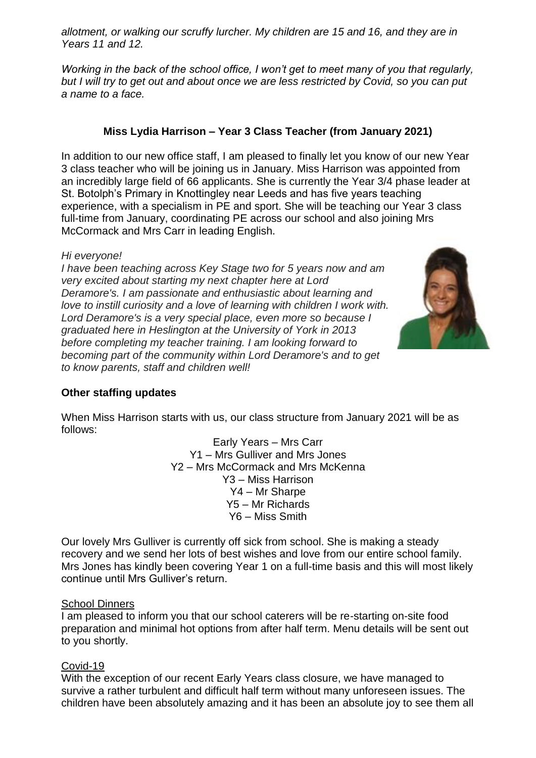*allotment, or walking our scruffy lurcher. My children are 15 and 16, and they are in Years 11 and 12.*

*Working in the back of the school office, I won't get to meet many of you that regularly, but I will try to get out and about once we are less restricted by Covid, so you can put a name to a face.*

### Miss Lydia Harrison – Year 3 Class Teacher (from January 2021)

In addition to our new office staff, I am pleased to finally let you know of our new Year 3 class teacher who will be joining us in January. Miss Harrison was appointed from an incredibly large field of 66 applicants. She is currently the Year 3/4 phase leader at St. Botolph's Primary in Knottingley near Leeds and has five years teaching experience, with a specialism in PE and sport. She will be teaching our Year 3 class full-time from January, coordinating PE across our school and also joining Mrs McCormack and Mrs Carr in leading English.

*Hi everyone!*
*I have been teaching across Key Stage two for 5 years now and am very excited about starting my next chapter here at Lord Deramore's. I am passionate and enthusiastic about learning and love to instill curiosity and a love of learning with children I work with. Lord Deramore's is a very special place, even more so because I graduated here in Heslington at the University of York in 2013 before completing my teacher training. I am looking forward to becoming part of the community within Lord Deramore's and to get to know parents, staff and children well!*

### Other staffing updates

When Miss Harrison starts with us, our class structure from January 2021 will be as follows:

Early Years – Mrs Carr
Y1 – Mrs Gulliver and Mrs Jones
Y2 – Mrs McCormack and Mrs McKenna
Y3 – Miss Harrison
Y4 – Mr Sharpe
Y5 – Mr Richards
Y6 – Miss Smith

Our lovely Mrs Gulliver is currently off sick from school. She is making a steady recovery and we send her lots of best wishes and love from our entire school family. Mrs Jones has kindly been covering Year 1 on a full-time basis and this will most likely continue until Mrs Gulliver's return.

#### School Dinners

I am pleased to inform you that our school caterers will be re-starting on-site food preparation and minimal hot options from after half term. Menu details will be sent out to you shortly.

#### Covid-19

With the exception of our recent Early Years class closure, we have managed to survive a rather turbulent and difficult half term without many unforeseen issues. The children have been absolutely amazing and it has been an absolute joy to see them all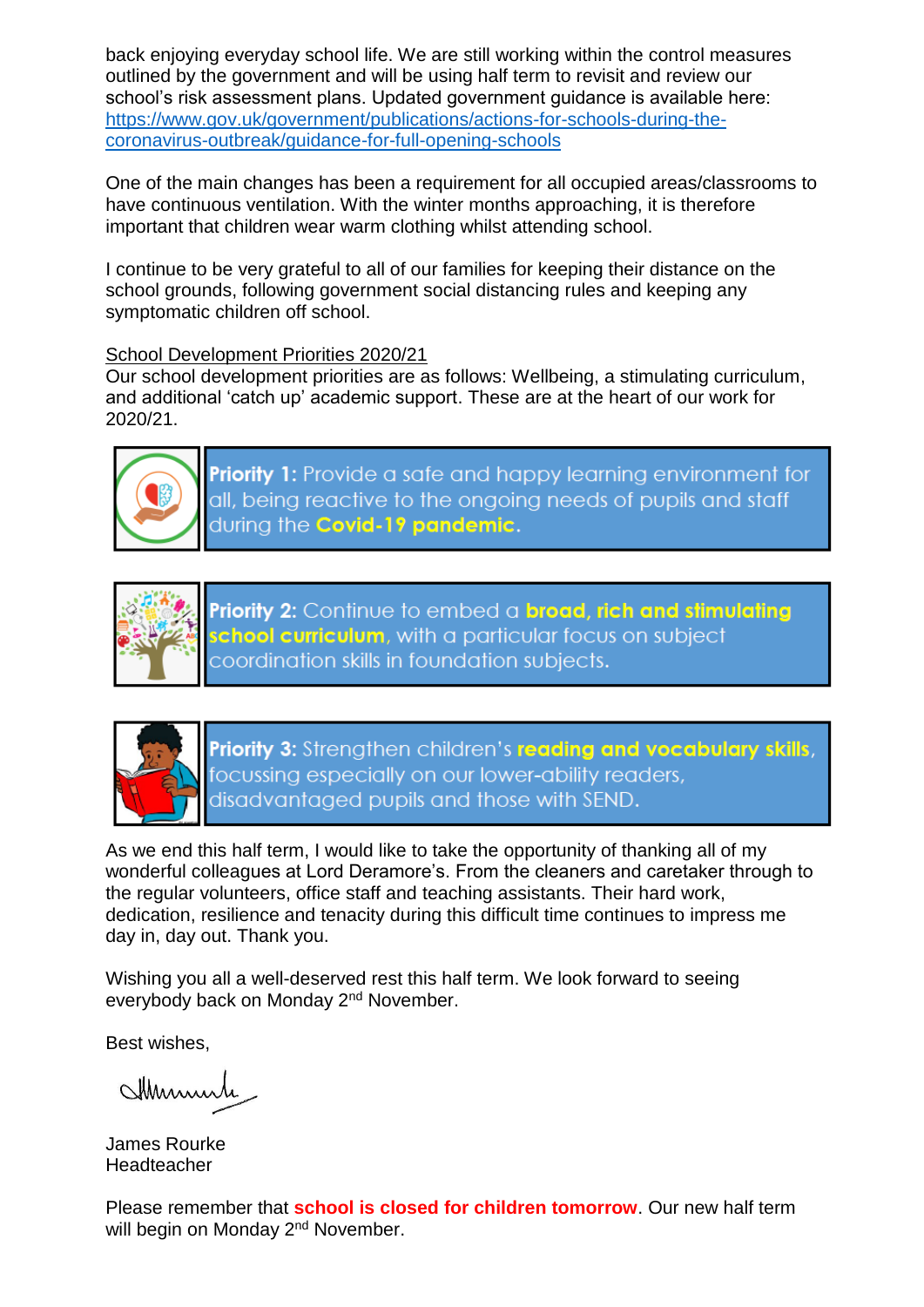back enjoying everyday school life. We are still working within the control measures outlined by the government and will be using half term to revisit and review our school's risk assessment plans. Updated government guidance is available here: [https://www.gov.uk/government/publications/actions-for-schools-during-the-coronavirus-outbreak/guidance-for-full-opening-schools](https://www.gov.uk/government/publications/actions-for-schools-during-the-coronavirus-outbreak/guidance-for-full-opening-schools)

One of the main changes has been a requirement for all occupied areas/classrooms to have continuous ventilation. With the winter months approaching, it is therefore important that children wear warm clothing whilst attending school.

I continue to be very grateful to all of our families for keeping their distance on the school grounds, following government social distancing rules and keeping any symptomatic children off school.

School Development Priorities 2020/21

Our school development priorities are as follows: Wellbeing, a stimulating curriculum, and additional 'catch up' academic support. These are at the heart of our work for 2020/21.

**Priority 1:** Provide a safe and happy learning environment for all, being reactive to the ongoing needs of pupils and staff during the **Covid-19 pandemic**.

**Priority 2:** Continue to embed a **broad, rich and stimulating school curriculum**, with a particular focus on subject coordination skills in foundation subjects.

**Priority 3:** Strengthen children's **reading and vocabulary skills**, focussing especially on our lower-ability readers, disadvantaged pupils and those with SEND.

As we end this half term, I would like to take the opportunity of thanking all of my wonderful colleagues at Lord Deramore's. From the cleaners and caretaker through to the regular volunteers, office staff and teaching assistants. Their hard work, dedication, resilience and tenacity during this difficult time continues to impress me day in, day out. Thank you.

Wishing you all a well-deserved rest this half term. We look forward to seeing everybody back on Monday 2nd November.

Best wishes,

James Rourke
Headteacher

Please remember that **school is closed for children tomorrow**. Our new half term will begin on Monday 2nd November.